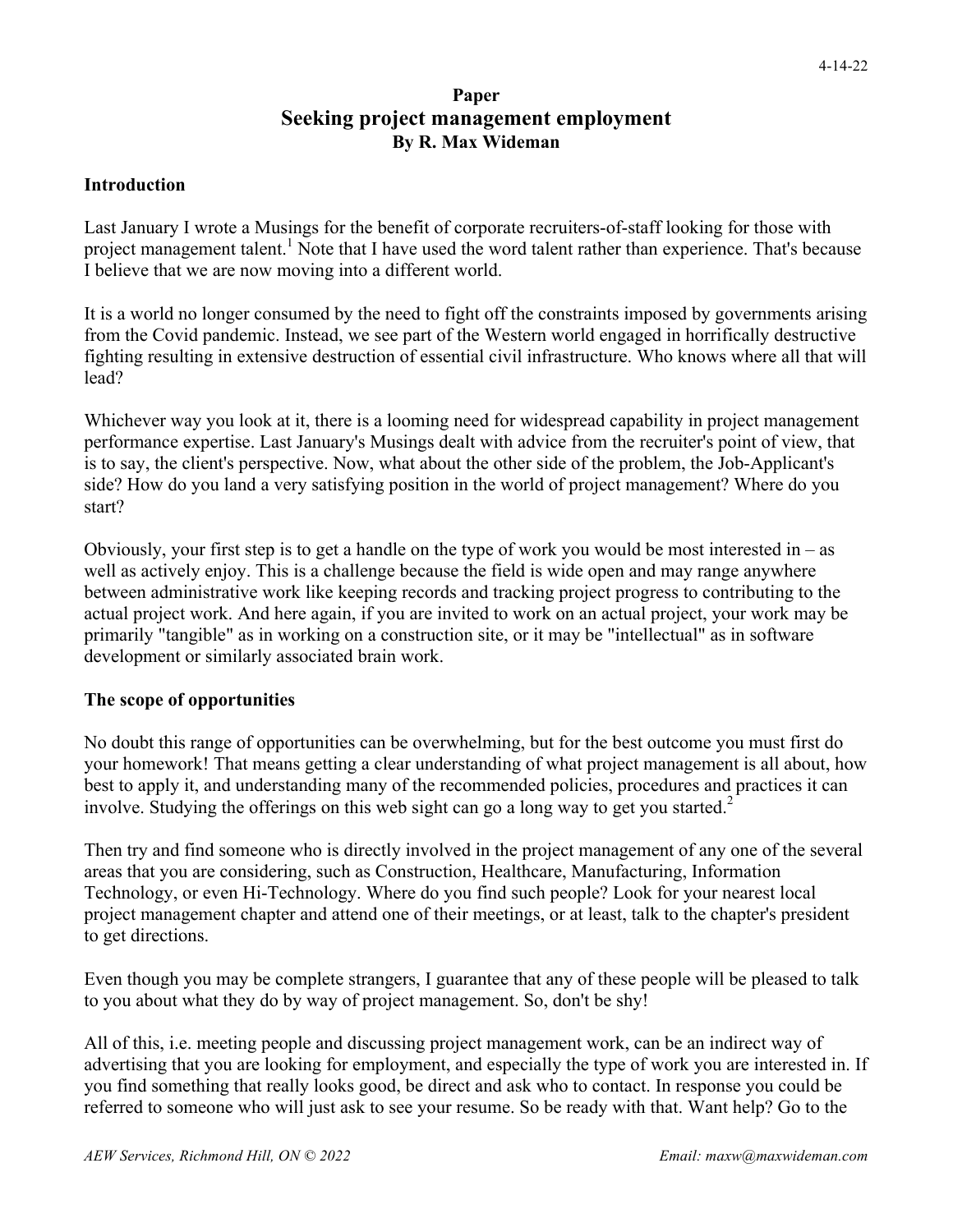4-14-22

**Paper**

# Seeking project management employment

**By R. Max Wideman**

## Introduction

Last January I wrote a Musings for the benefit of corporate recruiters-of-staff looking for those with project management talent.[1] Note that I have used the word talent rather than experience. That's because I believe that we are now moving into a different world.

It is a world no longer consumed by the need to fight off the constraints imposed by governments arising from the Covid pandemic. Instead, we see part of the Western world engaged in horrifically destructive fighting resulting in extensive destruction of essential civil infrastructure. Who knows where all that will lead?

Whichever way you look at it, there is a looming need for widespread capability in project management performance expertise. Last January's Musings dealt with advice from the recruiter's point of view, that is to say, the client's perspective. Now, what about the other side of the problem, the Job-Applicant's side? How do you land a very satisfying position in the world of project management? Where do you start?

Obviously, your first step is to get a handle on the type of work you would be most interested in – as well as actively enjoy. This is a challenge because the field is wide open and may range anywhere between administrative work like keeping records and tracking project progress to contributing to the actual project work. And here again, if you are invited to work on an actual project, your work may be primarily "tangible" as in working on a construction site, or it may be "intellectual" as in software development or similarly associated brain work.

## The scope of opportunities

No doubt this range of opportunities can be overwhelming, but for the best outcome you must first do your homework! That means getting a clear understanding of what project management is all about, how best to apply it, and understanding many of the recommended policies, procedures and practices it can involve. Studying the offerings on this web sight can go a long way to get you started.[2]

Then try and find someone who is directly involved in the project management of any one of the several areas that you are considering, such as Construction, Healthcare, Manufacturing, Information Technology, or even Hi-Technology. Where do you find such people? Look for your nearest local project management chapter and attend one of their meetings, or at least, talk to the chapter's president to get directions.

Even though you may be complete strangers, I guarantee that any of these people will be pleased to talk to you about what they do by way of project management. So, don't be shy!

All of this, i.e. meeting people and discussing project management work, can be an indirect way of advertising that you are looking for employment, and especially the type of work you are interested in. If you find something that really looks good, be direct and ask who to contact. In response you could be referred to someone who will just ask to see your resume. So be ready with that. Want help? Go to the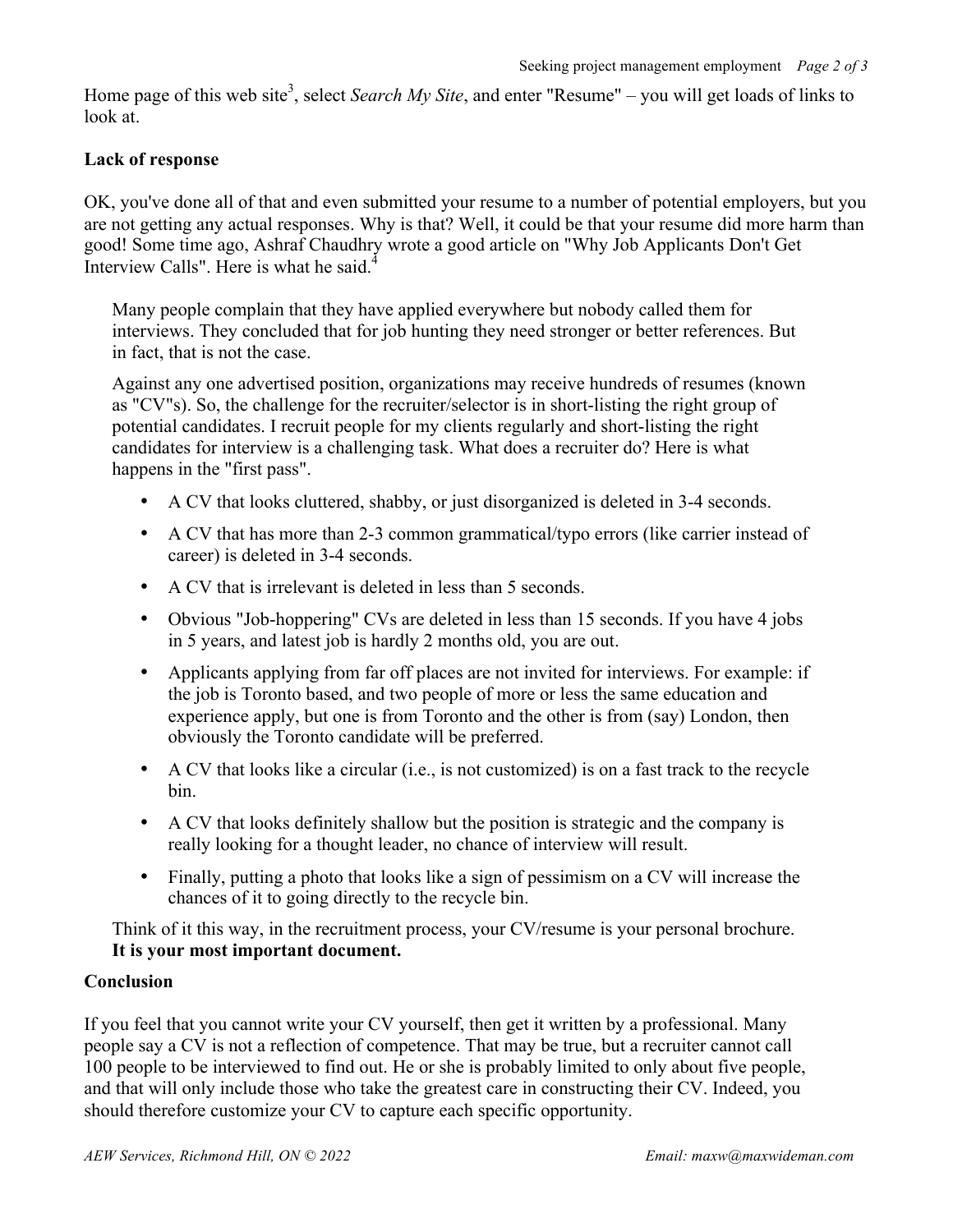Home page of this web site[3], select *Search My Site*, and enter "Resume" – you will get loads of links to look at.

**Lack of response**

OK, you've done all of that and even submitted your resume to a number of potential employers, but you are not getting any actual responses. Why is that? Well, it could be that your resume did more harm than good! Some time ago, Ashraf Chaudhry wrote a good article on "Why Job Applicants Don't Get Interview Calls". Here is what he said.[4]

> Many people complain that they have applied everywhere but nobody called them for interviews. They concluded that for job hunting they need stronger or better references. But in fact, that is not the case.
>
> Against any one advertised position, organizations may receive hundreds of resumes (known as "CV"s). So, the challenge for the recruiter/selector is in short-listing the right group of potential candidates. I recruit people for my clients regularly and short-listing the right candidates for interview is a challenging task. What does a recruiter do? Here is what happens in the "first pass".
>
> - A CV that looks cluttered, shabby, or just disorganized is deleted in 3-4 seconds.
> - A CV that has more than 2-3 common grammatical/typo errors (like carrier instead of career) is deleted in 3-4 seconds.
> - A CV that is irrelevant is deleted in less than 5 seconds.
> - Obvious "Job-hoppering" CVs are deleted in less than 15 seconds. If you have 4 jobs in 5 years, and latest job is hardly 2 months old, you are out.
> - Applicants applying from far off places are not invited for interviews. For example: if the job is Toronto based, and two people of more or less the same education and experience apply, but one is from Toronto and the other is from (say) London, then obviously the Toronto candidate will be preferred.
> - A CV that looks like a circular (i.e., is not customized) is on a fast track to the recycle bin.
> - A CV that looks definitely shallow but the position is strategic and the company is really looking for a thought leader, no chance of interview will result.
> - Finally, putting a photo that looks like a sign of pessimism on a CV will increase the chances of it to going directly to the recycle bin.
>
> Think of it this way, in the recruitment process, your CV/resume is your personal brochure. **It is your most important document.**

**Conclusion**

If you feel that you cannot write your CV yourself, then get it written by a professional. Many people say a CV is not a reflection of competence. That may be true, but a recruiter cannot call 100 people to be interviewed to find out. He or she is probably limited to only about five people, and that will only include those who take the greatest care in constructing their CV. Indeed, you should therefore customize your CV to capture each specific opportunity.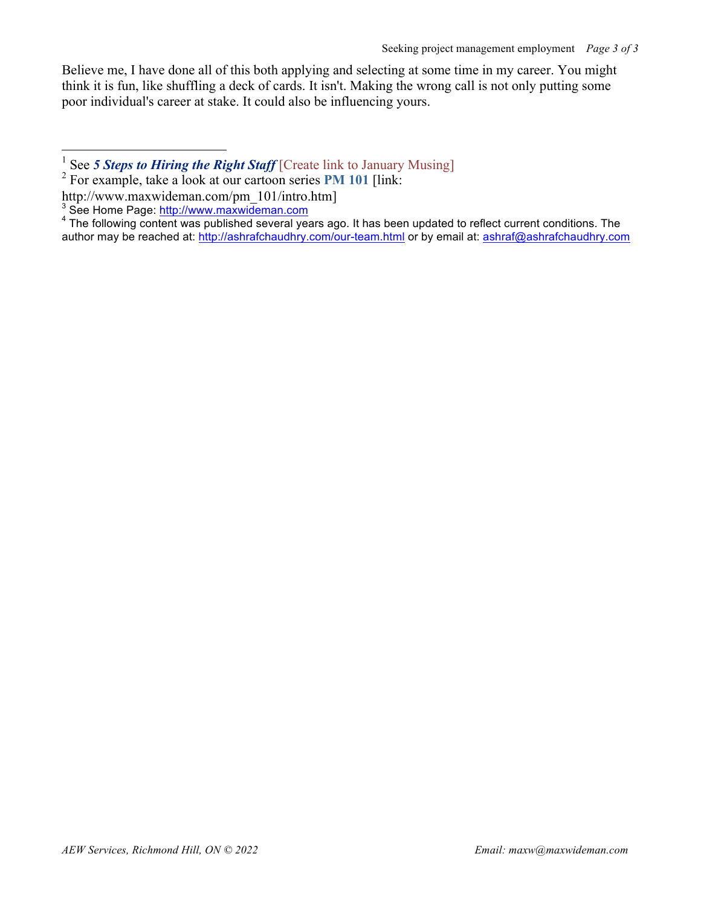Believe me, I have done all of this both applying and selecting at some time in my career. You might think it is fun, like shuffling a deck of cards. It isn't. Making the wrong call is not only putting some poor individual's career at stake. It could also be influencing yours.

---

[1] See ***5 Steps to Hiring the Right Staff*** [Create link to January Musing]

[2] For example, take a look at our cartoon series **PM 101** [link: http://www.maxwideman.com/pm_101/intro.htm]

[3] See Home Page: http://www.maxwideman.com

[4] The following content was published several years ago. It has been updated to reflect current conditions. The author may be reached at: http://ashrafchaudhry.com/our-team.html or by email at: ashraf@ashrafchaudhry.com